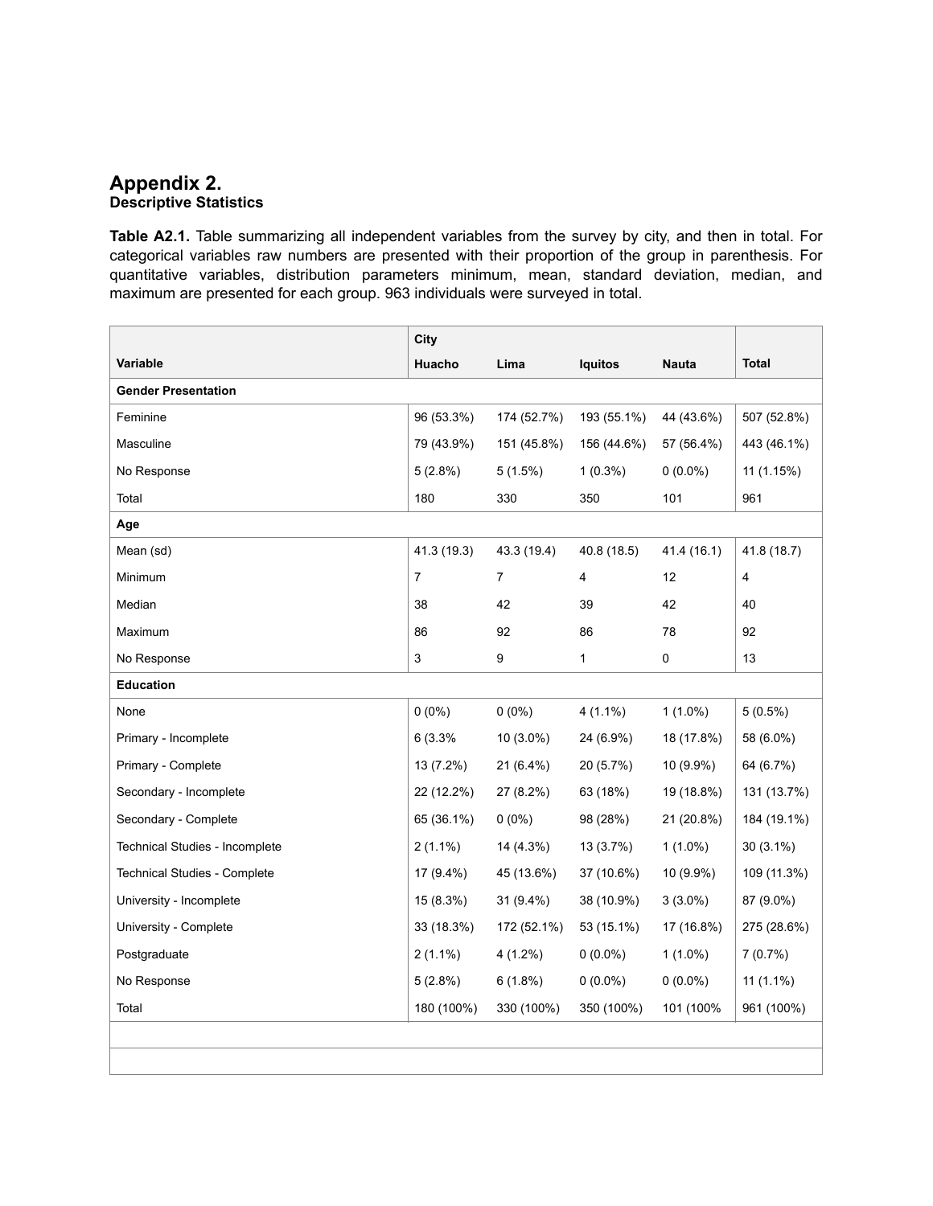# Appendix 2.

## Descriptive Statistics

**Table A2.1.** Table summarizing all independent variables from the survey by city, and then in total. For categorical variables raw numbers are presented with their proportion of the group in parenthesis. For quantitative variables, distribution parameters minimum, mean, standard deviation, median, and maximum are presented for each group. 963 individuals were surveyed in total.

| | **City** | | | | |
|---|---|---|---|---|---|
| **Variable** | **Huacho** | **Lima** | **Iquitos** | **Nauta** | **Total** |
| **Gender Presentation** | | | | | |
| Feminine | 96 (53.3%) | 174 (52.7%) | 193 (55.1%) | 44 (43.6%) | 507 (52.8%) |
| Masculine | 79 (43.9%) | 151 (45.8%) | 156 (44.6%) | 57 (56.4%) | 443 (46.1%) |
| No Response | 5 (2.8%) | 5 (1.5%) | 1 (0.3%) | 0 (0.0%) | 11 (1.15%) |
| Total | 180 | 330 | 350 | 101 | 961 |
| **Age** | | | | | |
| Mean (sd) | 41.3 (19.3) | 43.3 (19.4) | 40.8 (18.5) | 41.4 (16.1) | 41.8 (18.7) |
| Minimum | 7 | 7 | 4 | 12 | 4 |
| Median | 38 | 42 | 39 | 42 | 40 |
| Maximum | 86 | 92 | 86 | 78 | 92 |
| No Response | 3 | 9 | 1 | 0 | 13 |
| **Education** | | | | | |
| None | 0 (0%) | 0 (0%) | 4 (1.1%) | 1 (1.0%) | 5 (0.5%) |
| Primary - Incomplete | 6 (3.3% | 10 (3.0%) | 24 (6.9%) | 18 (17.8%) | 58 (6.0%) |
| Primary - Complete | 13 (7.2%) | 21 (6.4%) | 20 (5.7%) | 10 (9.9%) | 64 (6.7%) |
| Secondary - Incomplete | 22 (12.2%) | 27 (8.2%) | 63 (18%) | 19 (18.8%) | 131 (13.7%) |
| Secondary - Complete | 65 (36.1%) | 0 (0%) | 98 (28%) | 21 (20.8%) | 184 (19.1%) |
| Technical Studies - Incomplete | 2 (1.1%) | 14 (4.3%) | 13 (3.7%) | 1 (1.0%) | 30 (3.1%) |
| Technical Studies - Complete | 17 (9.4%) | 45 (13.6%) | 37 (10.6%) | 10 (9.9%) | 109 (11.3%) |
| University - Incomplete | 15 (8.3%) | 31 (9.4%) | 38 (10.9%) | 3 (3.0%) | 87 (9.0%) |
| University - Complete | 33 (18.3%) | 172 (52.1%) | 53 (15.1%) | 17 (16.8%) | 275 (28.6%) |
| Postgraduate | 2 (1.1%) | 4 (1.2%) | 0 (0.0%) | 1 (1.0%) | 7 (0.7%) |
| No Response | 5 (2.8%) | 6 (1.8%) | 0 (0.0%) | 0 (0.0%) | 11 (1.1%) |
| Total | 180 (100%) | 330 (100%) | 350 (100%) | 101 (100% | 961 (100%) |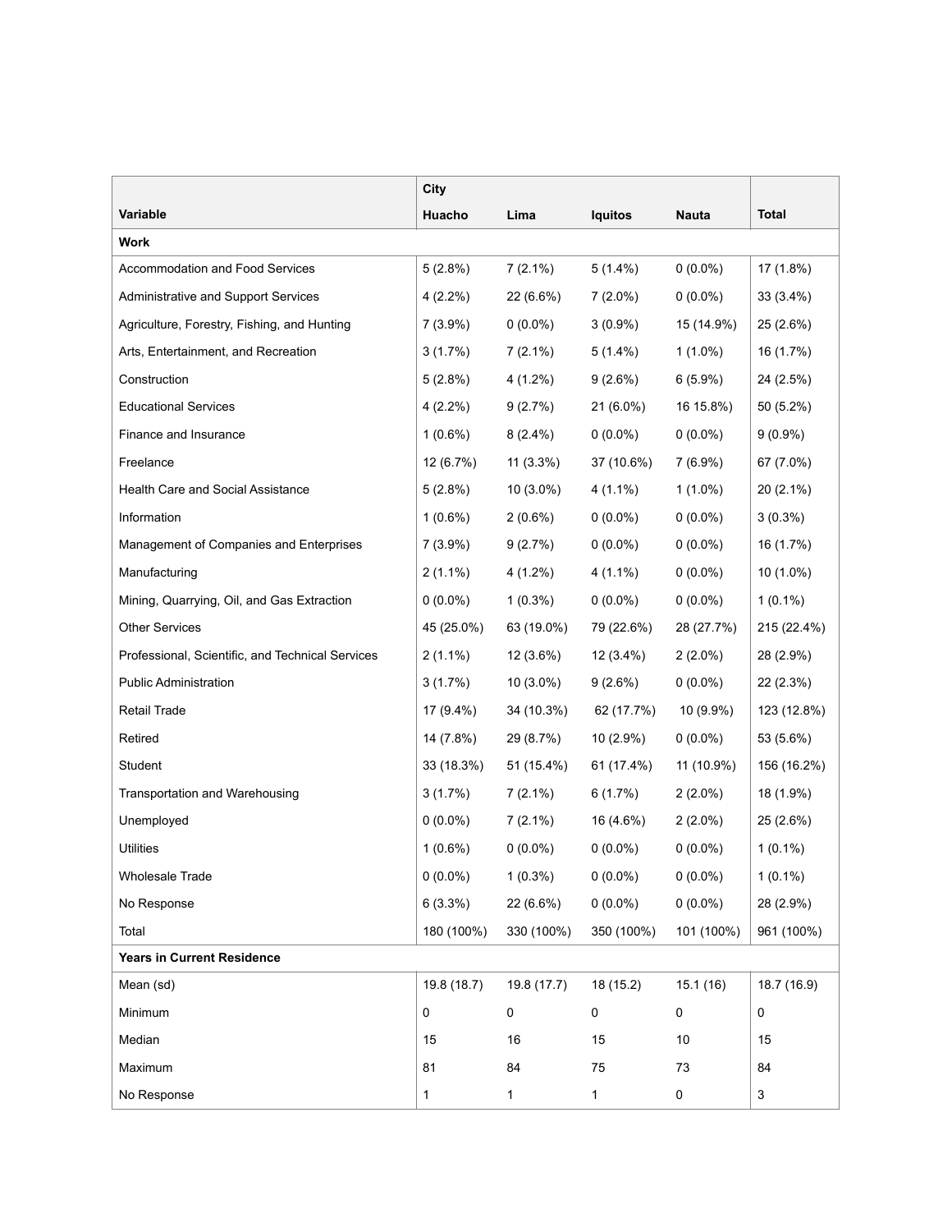| Variable | City | | | | Total |
| --- | --- | --- | --- | --- | --- |
| | Huacho | Lima | Iquitos | Nauta | |
| **Work** | | | | | |
| Accommodation and Food Services | 5 (2.8%) | 7 (2.1%) | 5 (1.4%) | 0 (0.0%) | 17 (1.8%) |
| Administrative and Support Services | 4 (2.2%) | 22 (6.6%) | 7 (2.0%) | 0 (0.0%) | 33 (3.4%) |
| Agriculture, Forestry, Fishing, and Hunting | 7 (3.9%) | 0 (0.0%) | 3 (0.9%) | 15 (14.9%) | 25 (2.6%) |
| Arts, Entertainment, and Recreation | 3 (1.7%) | 7 (2.1%) | 5 (1.4%) | 1 (1.0%) | 16 (1.7%) |
| Construction | 5 (2.8%) | 4 (1.2%) | 9 (2.6%) | 6 (5.9%) | 24 (2.5%) |
| Educational Services | 4 (2.2%) | 9 (2.7%) | 21 (6.0%) | 16 15.8%) | 50 (5.2%) |
| Finance and Insurance | 1 (0.6%) | 8 (2.4%) | 0 (0.0%) | 0 (0.0%) | 9 (0.9%) |
| Freelance | 12 (6.7%) | 11 (3.3%) | 37 (10.6%) | 7 (6.9%) | 67 (7.0%) |
| Health Care and Social Assistance | 5 (2.8%) | 10 (3.0%) | 4 (1.1%) | 1 (1.0%) | 20 (2.1%) |
| Information | 1 (0.6%) | 2 (0.6%) | 0 (0.0%) | 0 (0.0%) | 3 (0.3%) |
| Management of Companies and Enterprises | 7 (3.9%) | 9 (2.7%) | 0 (0.0%) | 0 (0.0%) | 16 (1.7%) |
| Manufacturing | 2 (1.1%) | 4 (1.2%) | 4 (1.1%) | 0 (0.0%) | 10 (1.0%) |
| Mining, Quarrying, Oil, and Gas Extraction | 0 (0.0%) | 1 (0.3%) | 0 (0.0%) | 0 (0.0%) | 1 (0.1%) |
| Other Services | 45 (25.0%) | 63 (19.0%) | 79 (22.6%) | 28 (27.7%) | 215 (22.4%) |
| Professional, Scientific, and Technical Services | 2 (1.1%) | 12 (3.6%) | 12 (3.4%) | 2 (2.0%) | 28 (2.9%) |
| Public Administration | 3 (1.7%) | 10 (3.0%) | 9 (2.6%) | 0 (0.0%) | 22 (2.3%) |
| Retail Trade | 17 (9.4%) | 34 (10.3%) | 62 (17.7%) | 10 (9.9%) | 123 (12.8%) |
| Retired | 14 (7.8%) | 29 (8.7%) | 10 (2.9%) | 0 (0.0%) | 53 (5.6%) |
| Student | 33 (18.3%) | 51 (15.4%) | 61 (17.4%) | 11 (10.9%) | 156 (16.2%) |
| Transportation and Warehousing | 3 (1.7%) | 7 (2.1%) | 6 (1.7%) | 2 (2.0%) | 18 (1.9%) |
| Unemployed | 0 (0.0%) | 7 (2.1%) | 16 (4.6%) | 2 (2.0%) | 25 (2.6%) |
| Utilities | 1 (0.6%) | 0 (0.0%) | 0 (0.0%) | 0 (0.0%) | 1 (0.1%) |
| Wholesale Trade | 0 (0.0%) | 1 (0.3%) | 0 (0.0%) | 0 (0.0%) | 1 (0.1%) |
| No Response | 6 (3.3%) | 22 (6.6%) | 0 (0.0%) | 0 (0.0%) | 28 (2.9%) |
| Total | 180 (100%) | 330 (100%) | 350 (100%) | 101 (100%) | 961 (100%) |
| **Years in Current Residence** | | | | | |
| Mean (sd) | 19.8 (18.7) | 19.8 (17.7) | 18 (15.2) | 15.1 (16) | 18.7 (16.9) |
| Minimum | 0 | 0 | 0 | 0 | 0 |
| Median | 15 | 16 | 15 | 10 | 15 |
| Maximum | 81 | 84 | 75 | 73 | 84 |
| No Response | 1 | 1 | 1 | 0 | 3 |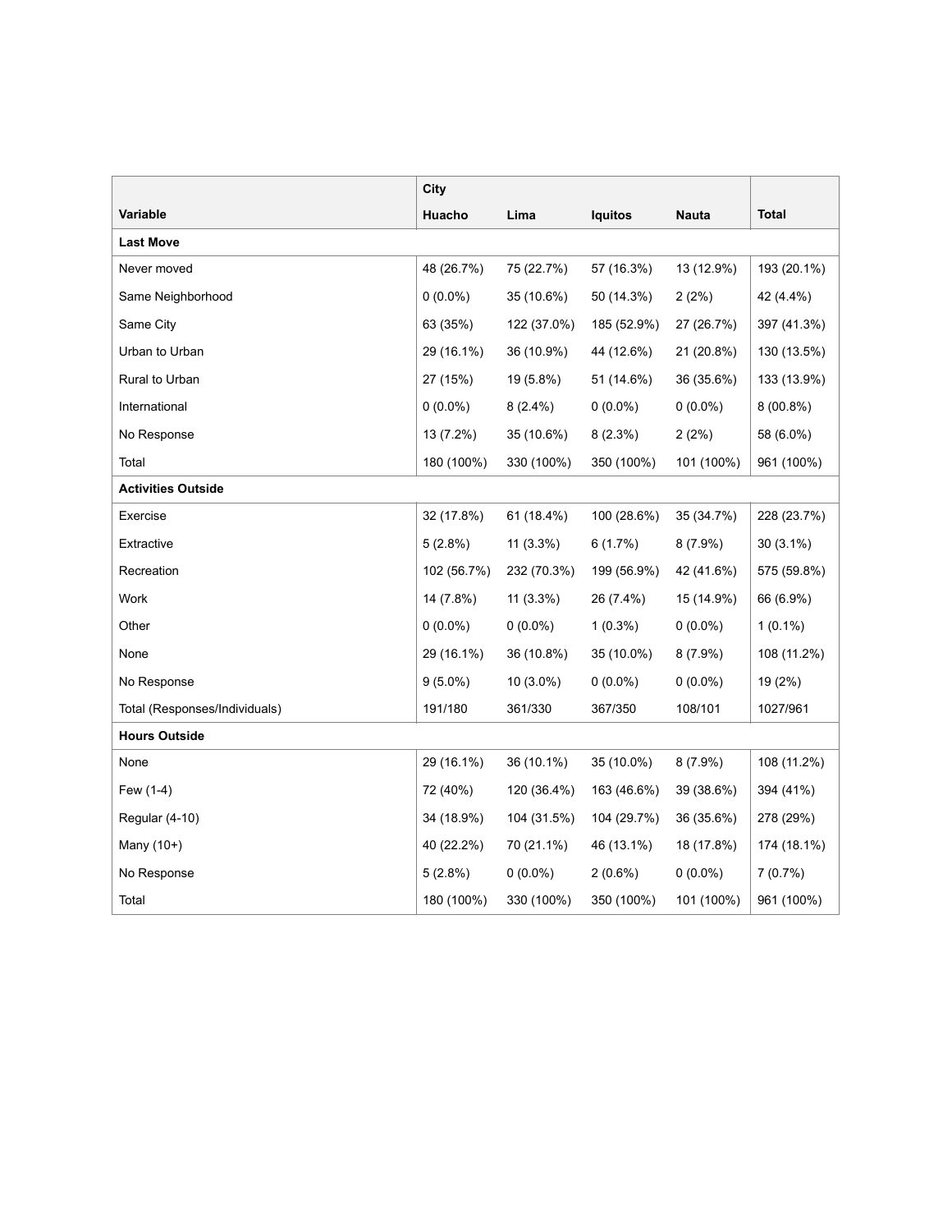| Variable | City | | | | Total |
|---|---|---|---|---|---|
| | Huacho | Lima | Iquitos | Nauta | |
| **Last Move** | | | | | |
| Never moved | 48 (26.7%) | 75 (22.7%) | 57 (16.3%) | 13 (12.9%) | 193 (20.1%) |
| Same Neighborhood | 0 (0.0%) | 35 (10.6%) | 50 (14.3%) | 2 (2%) | 42 (4.4%) |
| Same City | 63 (35%) | 122 (37.0%) | 185 (52.9%) | 27 (26.7%) | 397 (41.3%) |
| Urban to Urban | 29 (16.1%) | 36 (10.9%) | 44 (12.6%) | 21 (20.8%) | 130 (13.5%) |
| Rural to Urban | 27 (15%) | 19 (5.8%) | 51 (14.6%) | 36 (35.6%) | 133 (13.9%) |
| International | 0 (0.0%) | 8 (2.4%) | 0 (0.0%) | 0 (0.0%) | 8 (00.8%) |
| No Response | 13 (7.2%) | 35 (10.6%) | 8 (2.3%) | 2 (2%) | 58 (6.0%) |
| Total | 180 (100%) | 330 (100%) | 350 (100%) | 101 (100%) | 961 (100%) |
| **Activities Outside** | | | | | |
| Exercise | 32 (17.8%) | 61 (18.4%) | 100 (28.6%) | 35 (34.7%) | 228 (23.7%) |
| Extractive | 5 (2.8%) | 11 (3.3%) | 6 (1.7%) | 8 (7.9%) | 30 (3.1%) |
| Recreation | 102 (56.7%) | 232 (70.3%) | 199 (56.9%) | 42 (41.6%) | 575 (59.8%) |
| Work | 14 (7.8%) | 11 (3.3%) | 26 (7.4%) | 15 (14.9%) | 66 (6.9%) |
| Other | 0 (0.0%) | 0 (0.0%) | 1 (0.3%) | 0 (0.0%) | 1 (0.1%) |
| None | 29 (16.1%) | 36 (10.8%) | 35 (10.0%) | 8 (7.9%) | 108 (11.2%) |
| No Response | 9 (5.0%) | 10 (3.0%) | 0 (0.0%) | 0 (0.0%) | 19 (2%) |
| Total (Responses/Individuals) | 191/180 | 361/330 | 367/350 | 108/101 | 1027/961 |
| **Hours Outside** | | | | | |
| None | 29 (16.1%) | 36 (10.1%) | 35 (10.0%) | 8 (7.9%) | 108 (11.2%) |
| Few (1-4) | 72 (40%) | 120 (36.4%) | 163 (46.6%) | 39 (38.6%) | 394 (41%) |
| Regular (4-10) | 34 (18.9%) | 104 (31.5%) | 104 (29.7%) | 36 (35.6%) | 278 (29%) |
| Many (10+) | 40 (22.2%) | 70 (21.1%) | 46 (13.1%) | 18 (17.8%) | 174 (18.1%) |
| No Response | 5 (2.8%) | 0 (0.0%) | 2 (0.6%) | 0 (0.0%) | 7 (0.7%) |
| Total | 180 (100%) | 330 (100%) | 350 (100%) | 101 (100%) | 961 (100%) |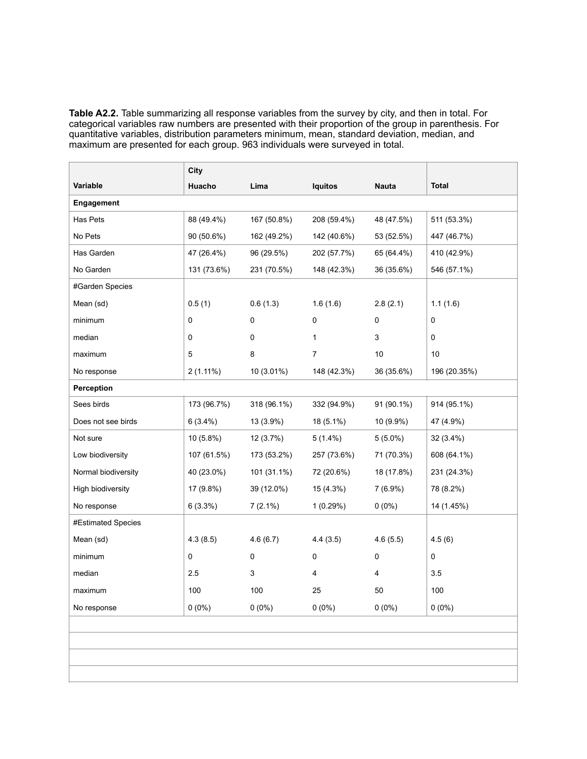**Table A2.2.** Table summarizing all response variables from the survey by city, and then in total. For categorical variables raw numbers are presented with their proportion of the group in parenthesis. For quantitative variables, distribution parameters minimum, mean, standard deviation, median, and maximum are presented for each group. 963 individuals were surveyed in total.

| | City | | | | |
|---|---|---|---|---|---|
| **Variable** | **Huacho** | **Lima** | **Iquitos** | **Nauta** | **Total** |
| **Engagement** | | | | | |
| Has Pets | 88 (49.4%) | 167 (50.8%) | 208 (59.4%) | 48 (47.5%) | 511 (53.3%) |
| No Pets | 90 (50.6%) | 162 (49.2%) | 142 (40.6%) | 53 (52.5%) | 447 (46.7%) |
| Has Garden | 47 (26.4%) | 96 (29.5%) | 202 (57.7%) | 65 (64.4%) | 410 (42.9%) |
| No Garden | 131 (73.6%) | 231 (70.5%) | 148 (42.3%) | 36 (35.6%) | 546 (57.1%) |
| #Garden Species | | | | | |
| Mean (sd) | 0.5 (1) | 0.6 (1.3) | 1.6 (1.6) | 2.8 (2.1) | 1.1 (1.6) |
| minimum | 0 | 0 | 0 | 0 | 0 |
| median | 0 | 0 | 1 | 3 | 0 |
| maximum | 5 | 8 | 7 | 10 | 10 |
| No response | 2 (1.11%) | 10 (3.01%) | 148 (42.3%) | 36 (35.6%) | 196 (20.35%) |
| **Perception** | | | | | |
| Sees birds | 173 (96.7%) | 318 (96.1%) | 332 (94.9%) | 91 (90.1%) | 914 (95.1%) |
| Does not see birds | 6 (3.4%) | 13 (3.9%) | 18 (5.1%) | 10 (9.9%) | 47 (4.9%) |
| Not sure | 10 (5.8%) | 12 (3.7%) | 5 (1.4%) | 5 (5.0%) | 32 (3.4%) |
| Low biodiversity | 107 (61.5%) | 173 (53.2%) | 257 (73.6%) | 71 (70.3%) | 608 (64.1%) |
| Normal biodiversity | 40 (23.0%) | 101 (31.1%) | 72 (20.6%) | 18 (17.8%) | 231 (24.3%) |
| High biodiversity | 17 (9.8%) | 39 (12.0%) | 15 (4.3%) | 7 (6.9%) | 78 (8.2%) |
| No response | 6 (3.3%) | 7 (2.1%) | 1 (0.29%) | 0 (0%) | 14 (1.45%) |
| #Estimated Species | | | | | |
| Mean (sd) | 4.3 (8.5) | 4.6 (6.7) | 4.4 (3.5) | 4.6 (5.5) | 4.5 (6) |
| minimum | 0 | 0 | 0 | 0 | 0 |
| median | 2.5 | 3 | 4 | 4 | 3.5 |
| maximum | 100 | 100 | 25 | 50 | 100 |
| No response | 0 (0%) | 0 (0%) | 0 (0%) | 0 (0%) | 0 (0%) |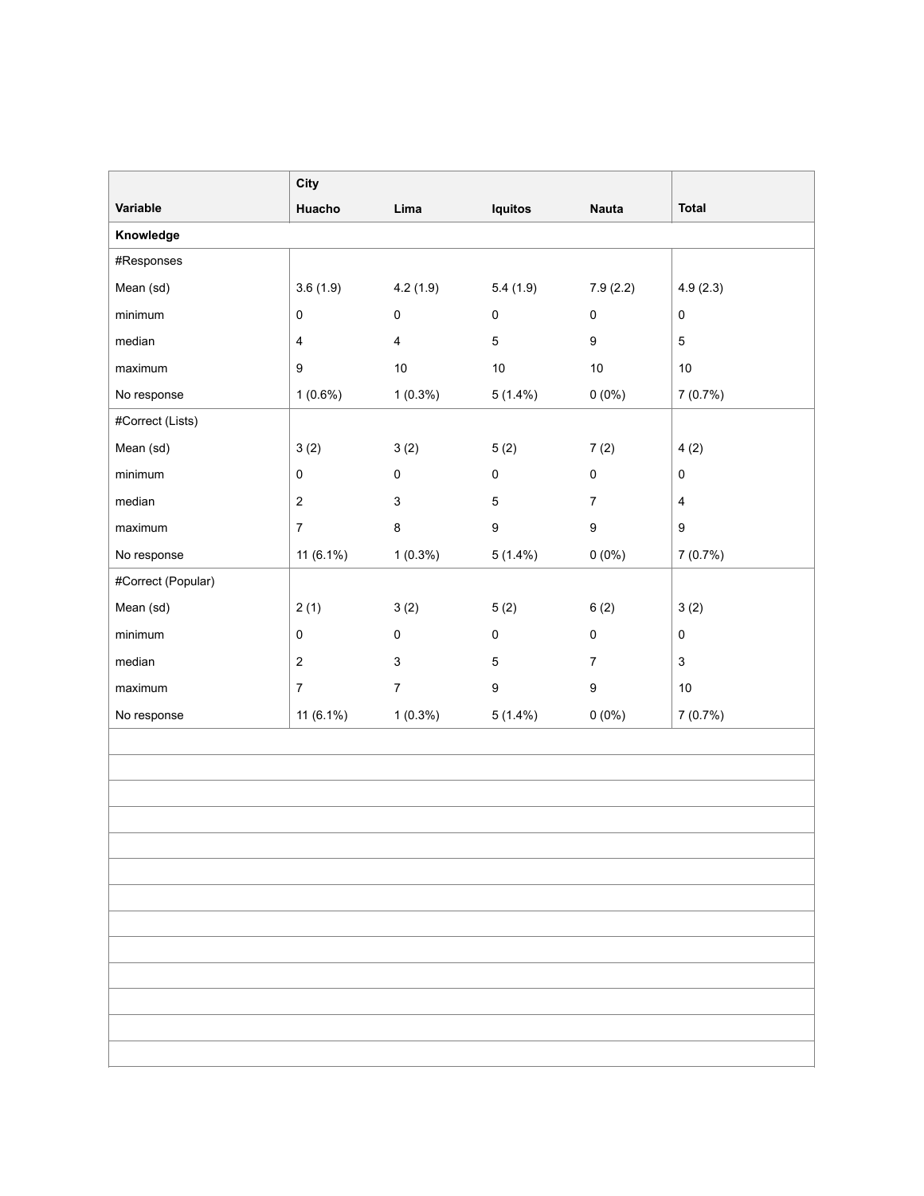| Variable | City | | | | Total |
| --- | --- | --- | --- | --- | --- |
| | Huacho | Lima | Iquitos | Nauta | |
| **Knowledge** | | | | | |
| #Responses | | | | | |
| Mean (sd) | 3.6 (1.9) | 4.2 (1.9) | 5.4 (1.9) | 7.9 (2.2) | 4.9 (2.3) |
| minimum | 0 | 0 | 0 | 0 | 0 |
| median | 4 | 4 | 5 | 9 | 5 |
| maximum | 9 | 10 | 10 | 10 | 10 |
| No response | 1 (0.6%) | 1 (0.3%) | 5 (1.4%) | 0 (0%) | 7 (0.7%) |
| #Correct (Lists) | | | | | |
| Mean (sd) | 3 (2) | 3 (2) | 5 (2) | 7 (2) | 4 (2) |
| minimum | 0 | 0 | 0 | 0 | 0 |
| median | 2 | 3 | 5 | 7 | 4 |
| maximum | 7 | 8 | 9 | 9 | 9 |
| No response | 11 (6.1%) | 1 (0.3%) | 5 (1.4%) | 0 (0%) | 7 (0.7%) |
| #Correct (Popular) | | | | | |
| Mean (sd) | 2 (1) | 3 (2) | 5 (2) | 6 (2) | 3 (2) |
| minimum | 0 | 0 | 0 | 0 | 0 |
| median | 2 | 3 | 5 | 7 | 3 |
| maximum | 7 | 7 | 9 | 9 | 10 |
| No response | 11 (6.1%) | 1 (0.3%) | 5 (1.4%) | 0 (0%) | 7 (0.7%) |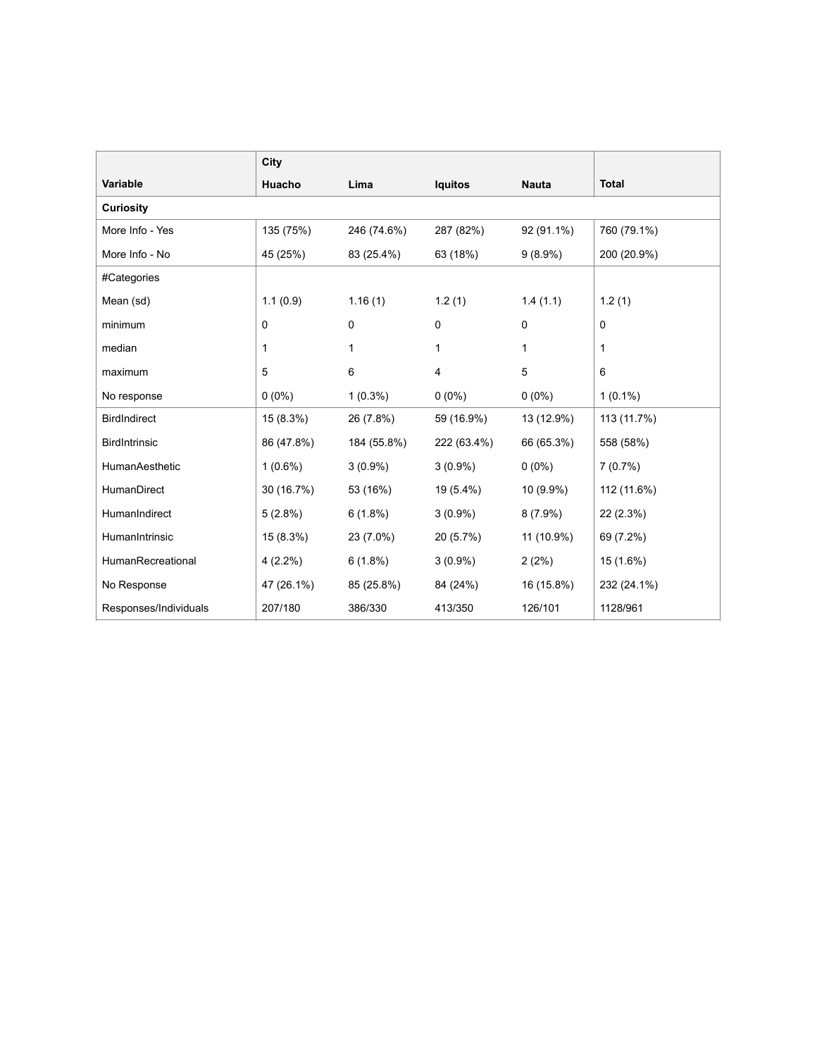| | City | | | | |
|---|---|---|---|---|---|
| **Variable** | **Huacho** | **Lima** | **Iquitos** | **Nauta** | **Total** |
| **Curiosity** | | | | | |
| More Info - Yes | 135 (75%) | 246 (74.6%) | 287 (82%) | 92 (91.1%) | 760 (79.1%) |
| More Info - No | 45 (25%) | 83 (25.4%) | 63 (18%) | 9 (8.9%) | 200 (20.9%) |
| #Categories | | | | | |
| Mean (sd) | 1.1 (0.9) | 1.16 (1) | 1.2 (1) | 1.4 (1.1) | 1.2 (1) |
| minimum | 0 | 0 | 0 | 0 | 0 |
| median | 1 | 1 | 1 | 1 | 1 |
| maximum | 5 | 6 | 4 | 5 | 6 |
| No response | 0 (0%) | 1 (0.3%) | 0 (0%) | 0 (0%) | 1 (0.1%) |
| BirdIndirect | 15 (8.3%) | 26 (7.8%) | 59 (16.9%) | 13 (12.9%) | 113 (11.7%) |
| BirdIntrinsic | 86 (47.8%) | 184 (55.8%) | 222 (63.4%) | 66 (65.3%) | 558 (58%) |
| HumanAesthetic | 1 (0.6%) | 3 (0.9%) | 3 (0.9%) | 0 (0%) | 7 (0.7%) |
| HumanDirect | 30 (16.7%) | 53 (16%) | 19 (5.4%) | 10 (9.9%) | 112 (11.6%) |
| HumanIndirect | 5 (2.8%) | 6 (1.8%) | 3 (0.9%) | 8 (7.9%) | 22 (2.3%) |
| HumanIntrinsic | 15 (8.3%) | 23 (7.0%) | 20 (5.7%) | 11 (10.9%) | 69 (7.2%) |
| HumanRecreational | 4 (2.2%) | 6 (1.8%) | 3 (0.9%) | 2 (2%) | 15 (1.6%) |
| No Response | 47 (26.1%) | 85 (25.8%) | 84 (24%) | 16 (15.8%) | 232 (24.1%) |
| Responses/Individuals | 207/180 | 386/330 | 413/350 | 126/101 | 1128/961 |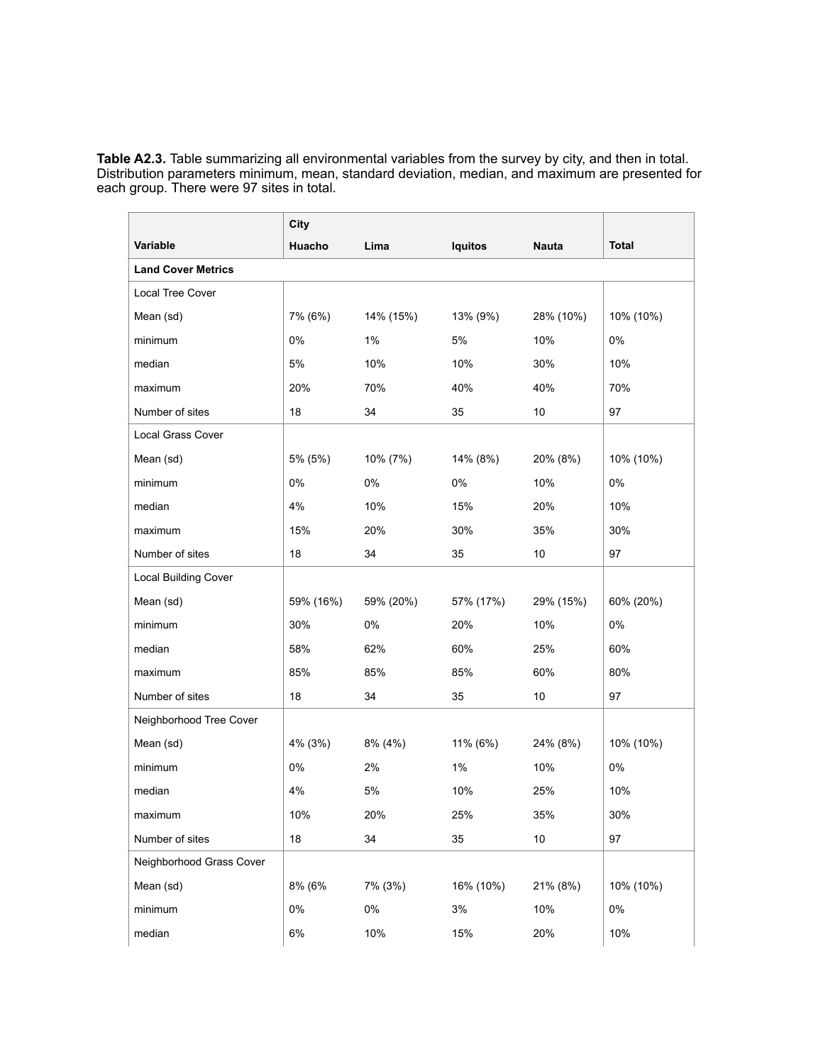**Table A2.3.** Table summarizing all environmental variables from the survey by city, and then in total. Distribution parameters minimum, mean, standard deviation, median, and maximum are presented for each group. There were 97 sites in total.

| | City | | | | |
|---|---|---|---|---|---|
| **Variable** | **Huacho** | **Lima** | **Iquitos** | **Nauta** | **Total** |
| **Land Cover Metrics** | | | | | |
| Local Tree Cover | | | | | |
| Mean (sd) | 7% (6%) | 14% (15%) | 13% (9%) | 28% (10%) | 10% (10%) |
| minimum | 0% | 1% | 5% | 10% | 0% |
| median | 5% | 10% | 10% | 30% | 10% |
| maximum | 20% | 70% | 40% | 40% | 70% |
| Number of sites | 18 | 34 | 35 | 10 | 97 |
| Local Grass Cover | | | | | |
| Mean (sd) | 5% (5%) | 10% (7%) | 14% (8%) | 20% (8%) | 10% (10%) |
| minimum | 0% | 0% | 0% | 10% | 0% |
| median | 4% | 10% | 15% | 20% | 10% |
| maximum | 15% | 20% | 30% | 35% | 30% |
| Number of sites | 18 | 34 | 35 | 10 | 97 |
| Local Building Cover | | | | | |
| Mean (sd) | 59% (16%) | 59% (20%) | 57% (17%) | 29% (15%) | 60% (20%) |
| minimum | 30% | 0% | 20% | 10% | 0% |
| median | 58% | 62% | 60% | 25% | 60% |
| maximum | 85% | 85% | 85% | 60% | 80% |
| Number of sites | 18 | 34 | 35 | 10 | 97 |
| Neighborhood Tree Cover | | | | | |
| Mean (sd) | 4% (3%) | 8% (4%) | 11% (6%) | 24% (8%) | 10% (10%) |
| minimum | 0% | 2% | 1% | 10% | 0% |
| median | 4% | 5% | 10% | 25% | 10% |
| maximum | 10% | 20% | 25% | 35% | 30% |
| Number of sites | 18 | 34 | 35 | 10 | 97 |
| Neighborhood Grass Cover | | | | | |
| Mean (sd) | 8% (6% | 7% (3%) | 16% (10%) | 21% (8%) | 10% (10%) |
| minimum | 0% | 0% | 3% | 10% | 0% |
| median | 6% | 10% | 15% | 20% | 10% |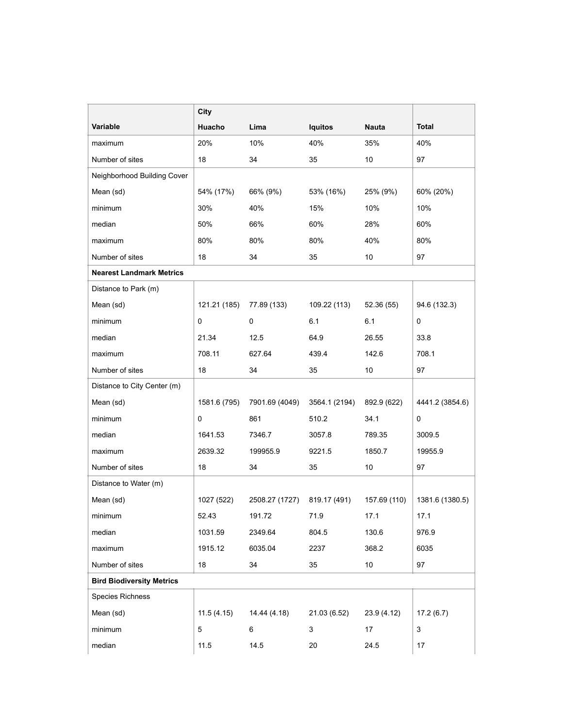| Variable | City Huacho | Lima | Iquitos | Nauta | Total |
|---|---|---|---|---|---|
| maximum | 20% | 10% | 40% | 35% | 40% |
| Number of sites | 18 | 34 | 35 | 10 | 97 |
| Neighborhood Building Cover | | | | | |
| Mean (sd) | 54% (17%) | 66% (9%) | 53% (16%) | 25% (9%) | 60% (20%) |
| minimum | 30% | 40% | 15% | 10% | 10% |
| median | 50% | 66% | 60% | 28% | 60% |
| maximum | 80% | 80% | 80% | 40% | 80% |
| Number of sites | 18 | 34 | 35 | 10 | 97 |
| **Nearest Landmark Metrics** | | | | | |
| Distance to Park (m) | | | | | |
| Mean (sd) | 121.21 (185) | 77.89 (133) | 109.22 (113) | 52.36 (55) | 94.6 (132.3) |
| minimum | 0 | 0 | 6.1 | 6.1 | 0 |
| median | 21.34 | 12.5 | 64.9 | 26.55 | 33.8 |
| maximum | 708.11 | 627.64 | 439.4 | 142.6 | 708.1 |
| Number of sites | 18 | 34 | 35 | 10 | 97 |
| Distance to City Center (m) | | | | | |
| Mean (sd) | 1581.6 (795) | 7901.69 (4049) | 3564.1 (2194) | 892.9 (622) | 4441.2 (3854.6) |
| minimum | 0 | 861 | 510.2 | 34.1 | 0 |
| median | 1641.53 | 7346.7 | 3057.8 | 789.35 | 3009.5 |
| maximum | 2639.32 | 199955.9 | 9221.5 | 1850.7 | 19955.9 |
| Number of sites | 18 | 34 | 35 | 10 | 97 |
| Distance to Water (m) | | | | | |
| Mean (sd) | 1027 (522) | 2508.27 (1727) | 819.17 (491) | 157.69 (110) | 1381.6 (1380.5) |
| minimum | 52.43 | 191.72 | 71.9 | 17.1 | 17.1 |
| median | 1031.59 | 2349.64 | 804.5 | 130.6 | 976.9 |
| maximum | 1915.12 | 6035.04 | 2237 | 368.2 | 6035 |
| Number of sites | 18 | 34 | 35 | 10 | 97 |
| **Bird Biodiversity Metrics** | | | | | |
| Species Richness | | | | | |
| Mean (sd) | 11.5 (4.15) | 14.44 (4.18) | 21.03 (6.52) | 23.9 (4.12) | 17.2 (6.7) |
| minimum | 5 | 6 | 3 | 17 | 3 |
| median | 11.5 | 14.5 | 20 | 24.5 | 17 |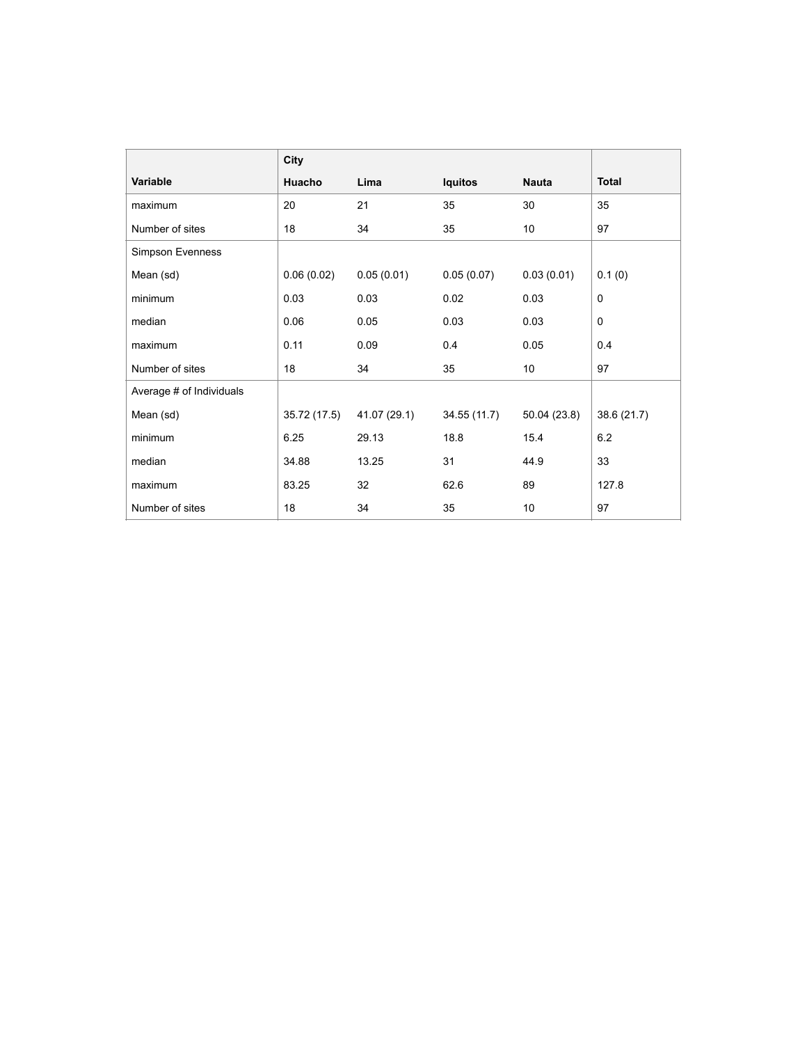| Variable | City | | | | Total |
| --- | --- | --- | --- | --- | --- |
| | Huacho | Lima | Iquitos | Nauta | |
| maximum | 20 | 21 | 35 | 30 | 35 |
| Number of sites | 18 | 34 | 35 | 10 | 97 |
| Simpson Evenness | | | | | |
| Mean (sd) | 0.06 (0.02) | 0.05 (0.01) | 0.05 (0.07) | 0.03 (0.01) | 0.1 (0) |
| minimum | 0.03 | 0.03 | 0.02 | 0.03 | 0 |
| median | 0.06 | 0.05 | 0.03 | 0.03 | 0 |
| maximum | 0.11 | 0.09 | 0.4 | 0.05 | 0.4 |
| Number of sites | 18 | 34 | 35 | 10 | 97 |
| Average # of Individuals | | | | | |
| Mean (sd) | 35.72 (17.5) | 41.07 (29.1) | 34.55 (11.7) | 50.04 (23.8) | 38.6 (21.7) |
| minimum | 6.25 | 29.13 | 18.8 | 15.4 | 6.2 |
| median | 34.88 | 13.25 | 31 | 44.9 | 33 |
| maximum | 83.25 | 32 | 62.6 | 89 | 127.8 |
| Number of sites | 18 | 34 | 35 | 10 | 97 |